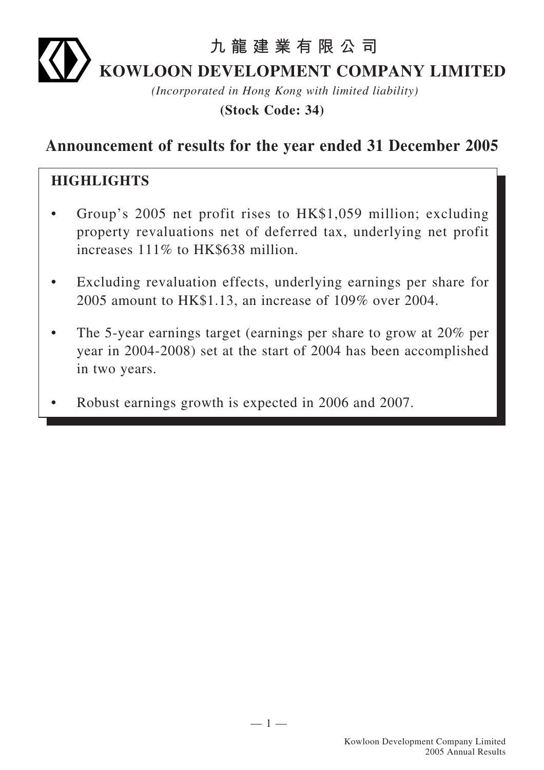# 九龍建業有限公司

# KOWLOON DEVELOPMENT COMPANY LIMITED

*(Incorporated in Hong Kong with limited liability)*

**(Stock Code: 34)**

## Announcement of results for the year ended 31 December 2005

### HIGHLIGHTS

- Group's 2005 net profit rises to HK$1,059 million; excluding property revaluations net of deferred tax, underlying net profit increases 111% to HK$638 million.
- Excluding revaluation effects, underlying earnings per share for 2005 amount to HK$1.13, an increase of 109% over 2004.
- The 5-year earnings target (earnings per share to grow at 20% per year in 2004-2008) set at the start of 2004 has been accomplished in two years.
- Robust earnings growth is expected in 2006 and 2007.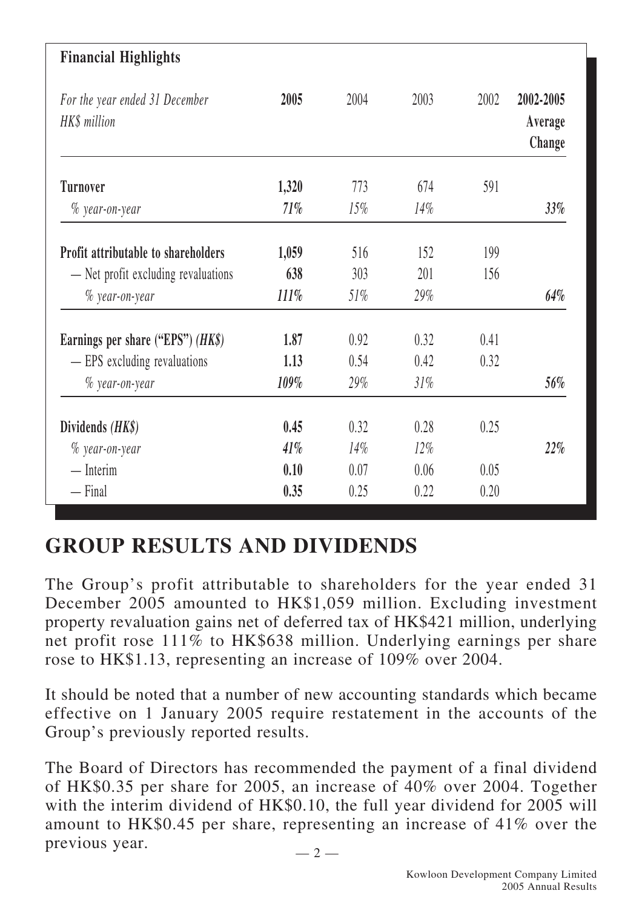**Financial Highlights**

| *For the year ended 31 December*<br>*HK$ million* | **2005** | 2004 | 2003 | 2002 | **2002-2005 Average Change** |
|---|---|---|---|---|---|
| **Turnover** | **1,320** | 773 | 674 | 591 | |
| *% year-on-year* | ***71%*** | *15%* | *14%* | | ***33%*** |
| **Profit attributable to shareholders** | **1,059** | 516 | 152 | 199 | |
| — Net profit excluding revaluations | **638** | 303 | 201 | 156 | |
| *% year-on-year* | ***111%*** | *51%* | *29%* | | ***64%*** |
| **Earnings per share ("EPS")** ***(HK$)*** | **1.87** | 0.92 | 0.32 | 0.41 | |
| — EPS excluding revaluations | **1.13** | 0.54 | 0.42 | 0.32 | |
| *% year-on-year* | ***109%*** | *29%* | *31%* | | ***56%*** |
| **Dividends** ***(HK$)*** | **0.45** | 0.32 | 0.28 | 0.25 | |
| *% year-on-year* | ***41%*** | *14%* | *12%* | | ***22%*** |
| — Interim | **0.10** | 0.07 | 0.06 | 0.05 | |
| — Final | **0.35** | 0.25 | 0.22 | 0.20 | |

# GROUP RESULTS AND DIVIDENDS

The Group's profit attributable to shareholders for the year ended 31 December 2005 amounted to HK$1,059 million. Excluding investment property revaluation gains net of deferred tax of HK$421 million, underlying net profit rose 111% to HK$638 million. Underlying earnings per share rose to HK$1.13, representing an increase of 109% over 2004.

It should be noted that a number of new accounting standards which became effective on 1 January 2005 require restatement in the accounts of the Group's previously reported results.

The Board of Directors has recommended the payment of a final dividend of HK$0.35 per share for 2005, an increase of 40% over 2004. Together with the interim dividend of HK$0.10, the full year dividend for 2005 will amount to HK$0.45 per share, representing an increase of 41% over the previous year.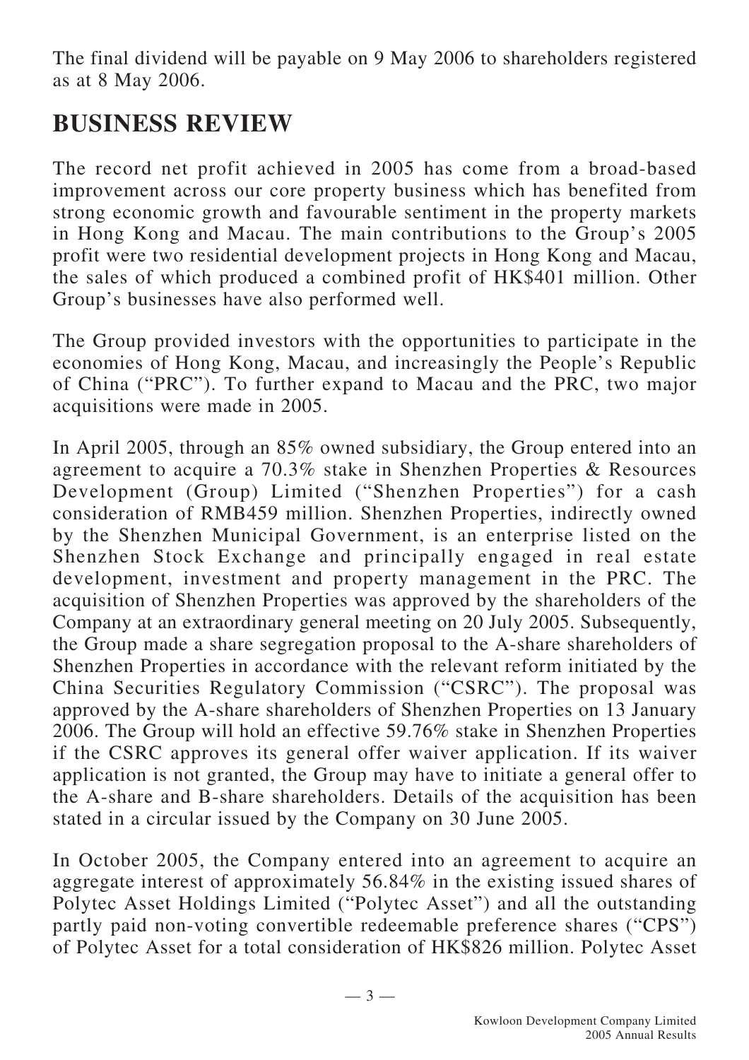The final dividend will be payable on 9 May 2006 to shareholders registered as at 8 May 2006.

## BUSINESS REVIEW

The record net profit achieved in 2005 has come from a broad-based improvement across our core property business which has benefited from strong economic growth and favourable sentiment in the property markets in Hong Kong and Macau. The main contributions to the Group's 2005 profit were two residential development projects in Hong Kong and Macau, the sales of which produced a combined profit of HK$401 million. Other Group's businesses have also performed well.

The Group provided investors with the opportunities to participate in the economies of Hong Kong, Macau, and increasingly the People's Republic of China ("PRC"). To further expand to Macau and the PRC, two major acquisitions were made in 2005.

In April 2005, through an 85% owned subsidiary, the Group entered into an agreement to acquire a 70.3% stake in Shenzhen Properties & Resources Development (Group) Limited ("Shenzhen Properties") for a cash consideration of RMB459 million. Shenzhen Properties, indirectly owned by the Shenzhen Municipal Government, is an enterprise listed on the Shenzhen Stock Exchange and principally engaged in real estate development, investment and property management in the PRC. The acquisition of Shenzhen Properties was approved by the shareholders of the Company at an extraordinary general meeting on 20 July 2005. Subsequently, the Group made a share segregation proposal to the A-share shareholders of Shenzhen Properties in accordance with the relevant reform initiated by the China Securities Regulatory Commission ("CSRC"). The proposal was approved by the A-share shareholders of Shenzhen Properties on 13 January 2006. The Group will hold an effective 59.76% stake in Shenzhen Properties if the CSRC approves its general offer waiver application. If its waiver application is not granted, the Group may have to initiate a general offer to the A-share and B-share shareholders. Details of the acquisition has been stated in a circular issued by the Company on 30 June 2005.

In October 2005, the Company entered into an agreement to acquire an aggregate interest of approximately 56.84% in the existing issued shares of Polytec Asset Holdings Limited ("Polytec Asset") and all the outstanding partly paid non-voting convertible redeemable preference shares ("CPS") of Polytec Asset for a total consideration of HK$826 million. Polytec Asset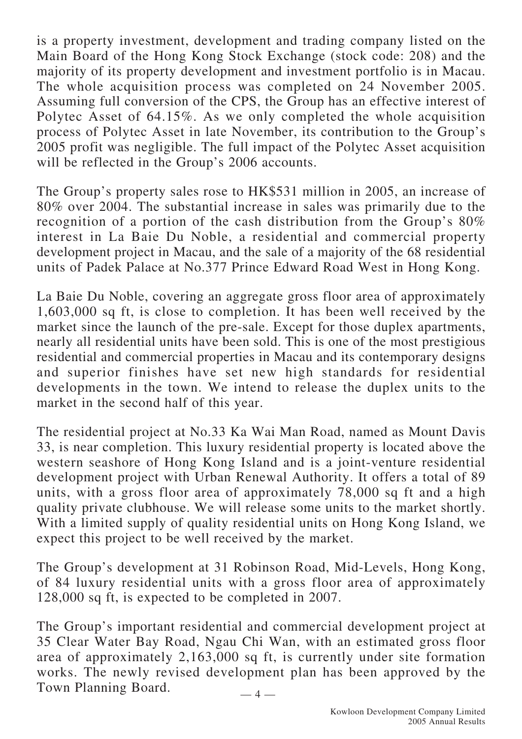is a property investment, development and trading company listed on the Main Board of the Hong Kong Stock Exchange (stock code: 208) and the majority of its property development and investment portfolio is in Macau. The whole acquisition process was completed on 24 November 2005. Assuming full conversion of the CPS, the Group has an effective interest of Polytec Asset of 64.15%. As we only completed the whole acquisition process of Polytec Asset in late November, its contribution to the Group's 2005 profit was negligible. The full impact of the Polytec Asset acquisition will be reflected in the Group's 2006 accounts.

The Group's property sales rose to HK$531 million in 2005, an increase of 80% over 2004. The substantial increase in sales was primarily due to the recognition of a portion of the cash distribution from the Group's 80% interest in La Baie Du Noble, a residential and commercial property development project in Macau, and the sale of a majority of the 68 residential units of Padek Palace at No.377 Prince Edward Road West in Hong Kong.

La Baie Du Noble, covering an aggregate gross floor area of approximately 1,603,000 sq ft, is close to completion. It has been well received by the market since the launch of the pre-sale. Except for those duplex apartments, nearly all residential units have been sold. This is one of the most prestigious residential and commercial properties in Macau and its contemporary designs and superior finishes have set new high standards for residential developments in the town. We intend to release the duplex units to the market in the second half of this year.

The residential project at No.33 Ka Wai Man Road, named as Mount Davis 33, is near completion. This luxury residential property is located above the western seashore of Hong Kong Island and is a joint-venture residential development project with Urban Renewal Authority. It offers a total of 89 units, with a gross floor area of approximately 78,000 sq ft and a high quality private clubhouse. We will release some units to the market shortly. With a limited supply of quality residential units on Hong Kong Island, we expect this project to be well received by the market.

The Group's development at 31 Robinson Road, Mid-Levels, Hong Kong, of 84 luxury residential units with a gross floor area of approximately 128,000 sq ft, is expected to be completed in 2007.

The Group's important residential and commercial development project at 35 Clear Water Bay Road, Ngau Chi Wan, with an estimated gross floor area of approximately 2,163,000 sq ft, is currently under site formation works. The newly revised development plan has been approved by the Town Planning Board.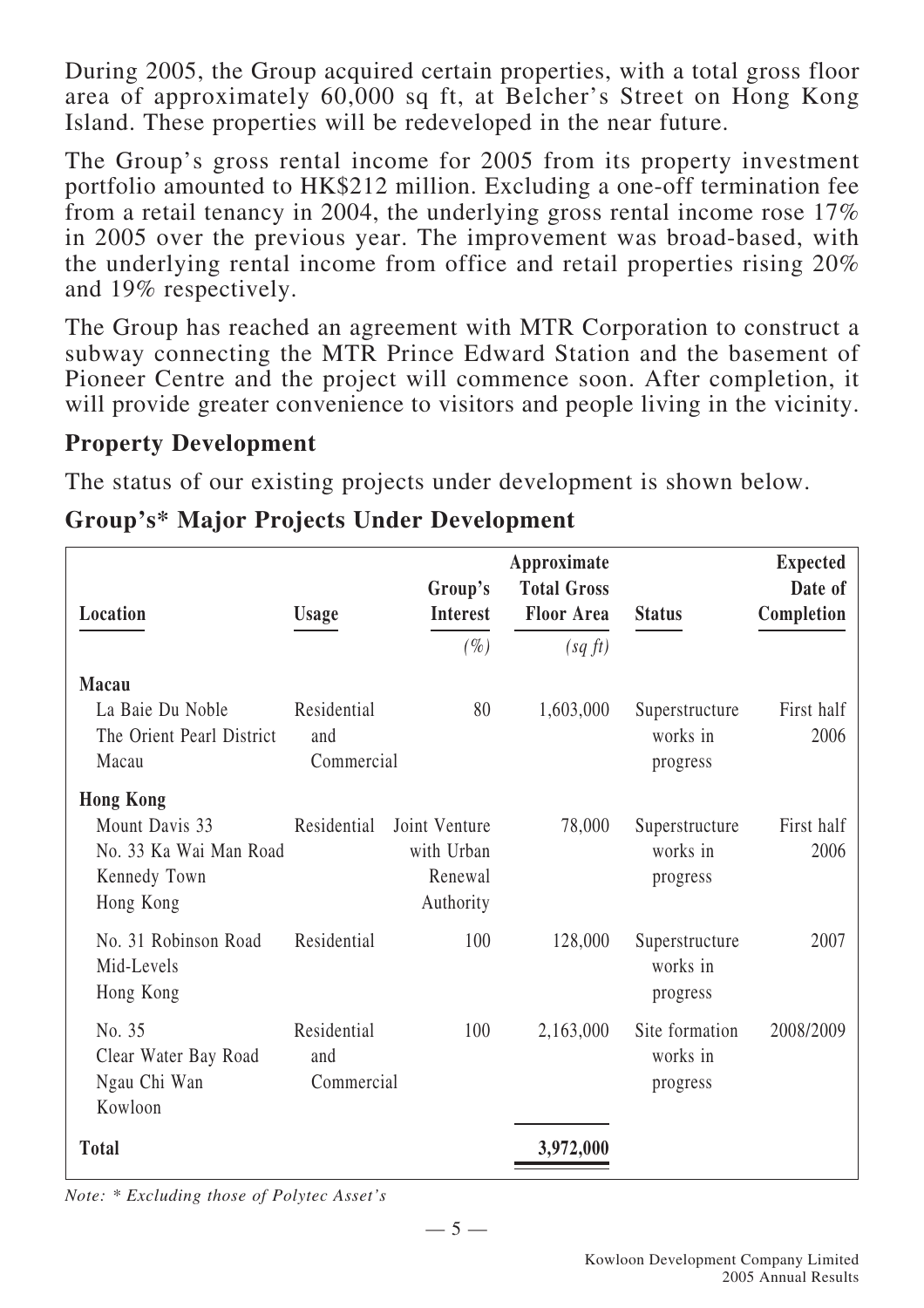During 2005, the Group acquired certain properties, with a total gross floor area of approximately 60,000 sq ft, at Belcher's Street on Hong Kong Island. These properties will be redeveloped in the near future.

The Group's gross rental income for 2005 from its property investment portfolio amounted to HK$212 million. Excluding a one-off termination fee from a retail tenancy in 2004, the underlying gross rental income rose 17% in 2005 over the previous year. The improvement was broad-based, with the underlying rental income from office and retail properties rising 20% and 19% respectively.

The Group has reached an agreement with MTR Corporation to construct a subway connecting the MTR Prince Edward Station and the basement of Pioneer Centre and the project will commence soon. After completion, it will provide greater convenience to visitors and people living in the vicinity.

## Property Development

The status of our existing projects under development is shown below.

### Group's* Major Projects Under Development

| Location | Usage | Group's Interest | Approximate Total Gross Floor Area | Status | Expected Date of Completion |
|---|---|---|---|---|---|
| | | *(%)* | *(sq ft)* | | |
| **Macau** | | | | | |
| La Baie Du Noble The Orient Pearl District Macau | Residential and Commercial | 80 | 1,603,000 | Superstructure works in progress | First half 2006 |
| **Hong Kong** | | | | | |
| Mount Davis 33 No. 33 Ka Wai Man Road Kennedy Town Hong Kong | Residential | Joint Venture with Urban Renewal Authority | 78,000 | Superstructure works in progress | First half 2006 |
| No. 31 Robinson Road Mid-Levels Hong Kong | Residential | 100 | 128,000 | Superstructure works in progress | 2007 |
| No. 35 Clear Water Bay Road Ngau Chi Wan Kowloon | Residential and Commercial | 100 | 2,163,000 | Site formation works in progress | 2008/2009 |
| **Total** | | | **3,972,000** | | |

*Note: * Excluding those of Polytec Asset's*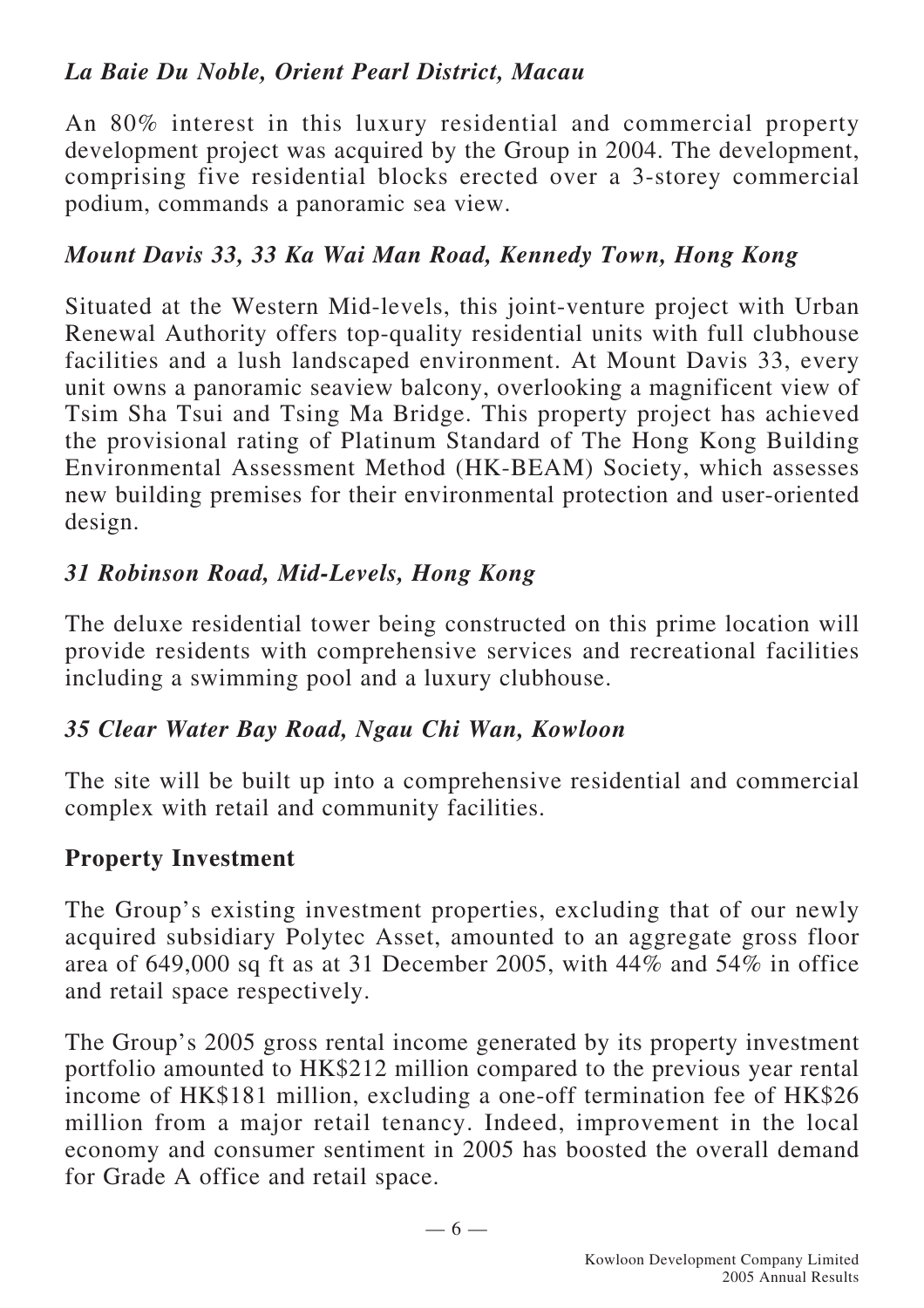*La Baie Du Noble, Orient Pearl District, Macau*

An 80% interest in this luxury residential and commercial property development project was acquired by the Group in 2004. The development, comprising five residential blocks erected over a 3-storey commercial podium, commands a panoramic sea view.

*Mount Davis 33, 33 Ka Wai Man Road, Kennedy Town, Hong Kong*

Situated at the Western Mid-levels, this joint-venture project with Urban Renewal Authority offers top-quality residential units with full clubhouse facilities and a lush landscaped environment. At Mount Davis 33, every unit owns a panoramic seaview balcony, overlooking a magnificent view of Tsim Sha Tsui and Tsing Ma Bridge. This property project has achieved the provisional rating of Platinum Standard of The Hong Kong Building Environmental Assessment Method (HK-BEAM) Society, which assesses new building premises for their environmental protection and user-oriented design.

*31 Robinson Road, Mid-Levels, Hong Kong*

The deluxe residential tower being constructed on this prime location will provide residents with comprehensive services and recreational facilities including a swimming pool and a luxury clubhouse.

*35 Clear Water Bay Road, Ngau Chi Wan, Kowloon*

The site will be built up into a comprehensive residential and commercial complex with retail and community facilities.

**Property Investment**

The Group's existing investment properties, excluding that of our newly acquired subsidiary Polytec Asset, amounted to an aggregate gross floor area of 649,000 sq ft as at 31 December 2005, with 44% and 54% in office and retail space respectively.

The Group's 2005 gross rental income generated by its property investment portfolio amounted to HK$212 million compared to the previous year rental income of HK$181 million, excluding a one-off termination fee of HK$26 million from a major retail tenancy. Indeed, improvement in the local economy and consumer sentiment in 2005 has boosted the overall demand for Grade A office and retail space.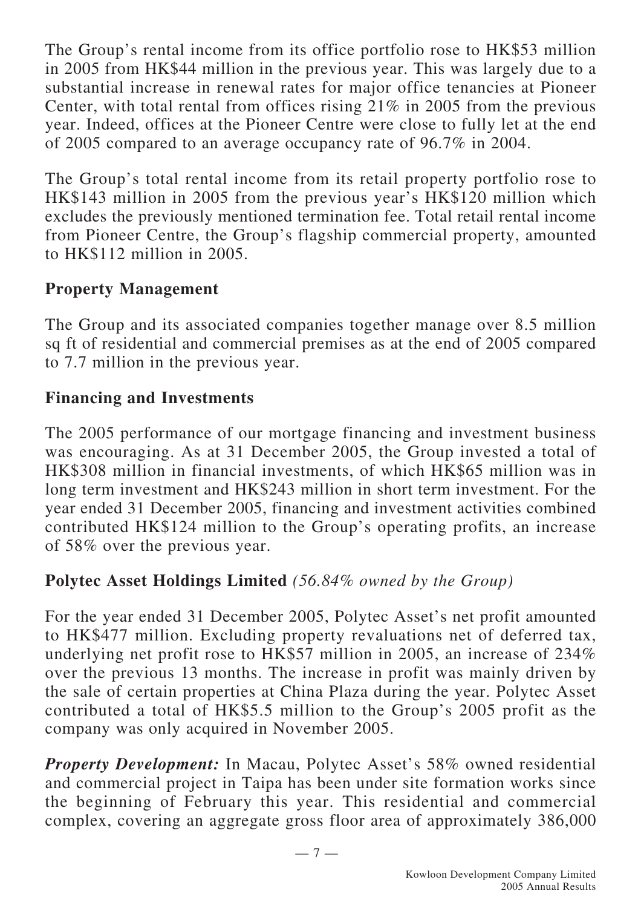The Group's rental income from its office portfolio rose to HK$53 million in 2005 from HK$44 million in the previous year. This was largely due to a substantial increase in renewal rates for major office tenancies at Pioneer Center, with total rental from offices rising 21% in 2005 from the previous year. Indeed, offices at the Pioneer Centre were close to fully let at the end of 2005 compared to an average occupancy rate of 96.7% in 2004.

The Group's total rental income from its retail property portfolio rose to HK$143 million in 2005 from the previous year's HK$120 million which excludes the previously mentioned termination fee. Total retail rental income from Pioneer Centre, the Group's flagship commercial property, amounted to HK$112 million in 2005.

## Property Management

The Group and its associated companies together manage over 8.5 million sq ft of residential and commercial premises as at the end of 2005 compared to 7.7 million in the previous year.

## Financing and Investments

The 2005 performance of our mortgage financing and investment business was encouraging. As at 31 December 2005, the Group invested a total of HK$308 million in financial investments, of which HK$65 million was in long term investment and HK$243 million in short term investment. For the year ended 31 December 2005, financing and investment activities combined contributed HK$124 million to the Group's operating profits, an increase of 58% over the previous year.

## Polytec Asset Holdings Limited *(56.84% owned by the Group)*

For the year ended 31 December 2005, Polytec Asset's net profit amounted to HK$477 million. Excluding property revaluations net of deferred tax, underlying net profit rose to HK$57 million in 2005, an increase of 234% over the previous 13 months. The increase in profit was mainly driven by the sale of certain properties at China Plaza during the year. Polytec Asset contributed a total of HK$5.5 million to the Group's 2005 profit as the company was only acquired in November 2005.

***Property Development:*** In Macau, Polytec Asset's 58% owned residential and commercial project in Taipa has been under site formation works since the beginning of February this year. This residential and commercial complex, covering an aggregate gross floor area of approximately 386,000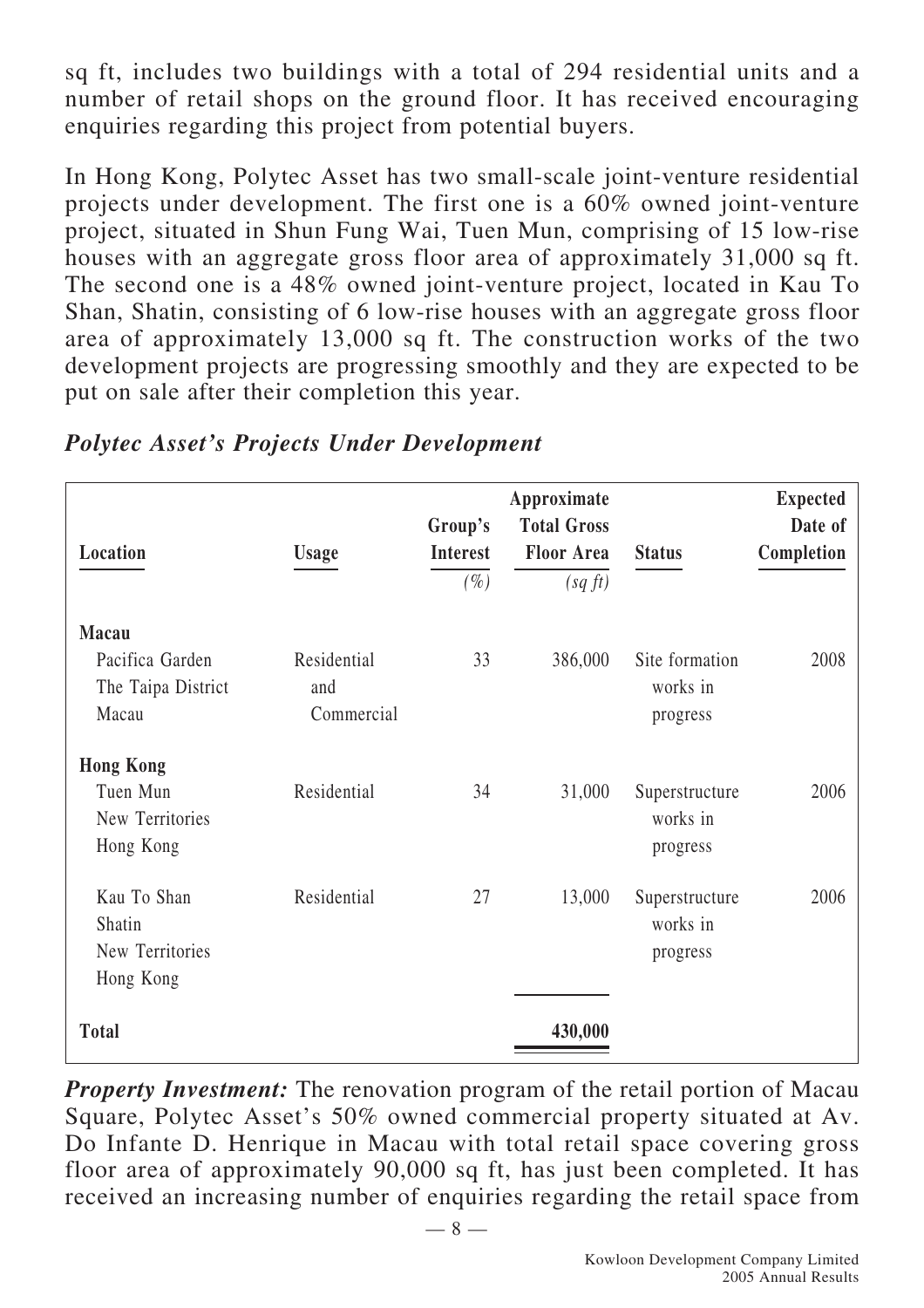sq ft, includes two buildings with a total of 294 residential units and a number of retail shops on the ground floor. It has received encouraging enquiries regarding this project from potential buyers.

In Hong Kong, Polytec Asset has two small-scale joint-venture residential projects under development. The first one is a 60% owned joint-venture project, situated in Shun Fung Wai, Tuen Mun, comprising of 15 low-rise houses with an aggregate gross floor area of approximately 31,000 sq ft. The second one is a 48% owned joint-venture project, located in Kau To Shan, Shatin, consisting of 6 low-rise houses with an aggregate gross floor area of approximately 13,000 sq ft. The construction works of the two development projects are progressing smoothly and they are expected to be put on sale after their completion this year.

### *Polytec Asset's Projects Under Development*

| Location | Usage | Group's Interest (%) | Approximate Total Gross Floor Area (sq ft) | Status | Expected Date of Completion |
|---|---|---|---|---|---|
| **Macau** | | | | | |
| Pacifica Garden The Taipa District Macau | Residential and Commercial | 33 | 386,000 | Site formation works in progress | 2008 |
| **Hong Kong** | | | | | |
| Tuen Mun New Territories Hong Kong | Residential | 34 | 31,000 | Superstructure works in progress | 2006 |
| Kau To Shan Shatin New Territories Hong Kong | Residential | 27 | 13,000 | Superstructure works in progress | 2006 |
| **Total** | | | **430,000** | | |

***Property Investment:*** The renovation program of the retail portion of Macau Square, Polytec Asset's 50% owned commercial property situated at Av. Do Infante D. Henrique in Macau with total retail space covering gross floor area of approximately 90,000 sq ft, has just been completed. It has received an increasing number of enquiries regarding the retail space from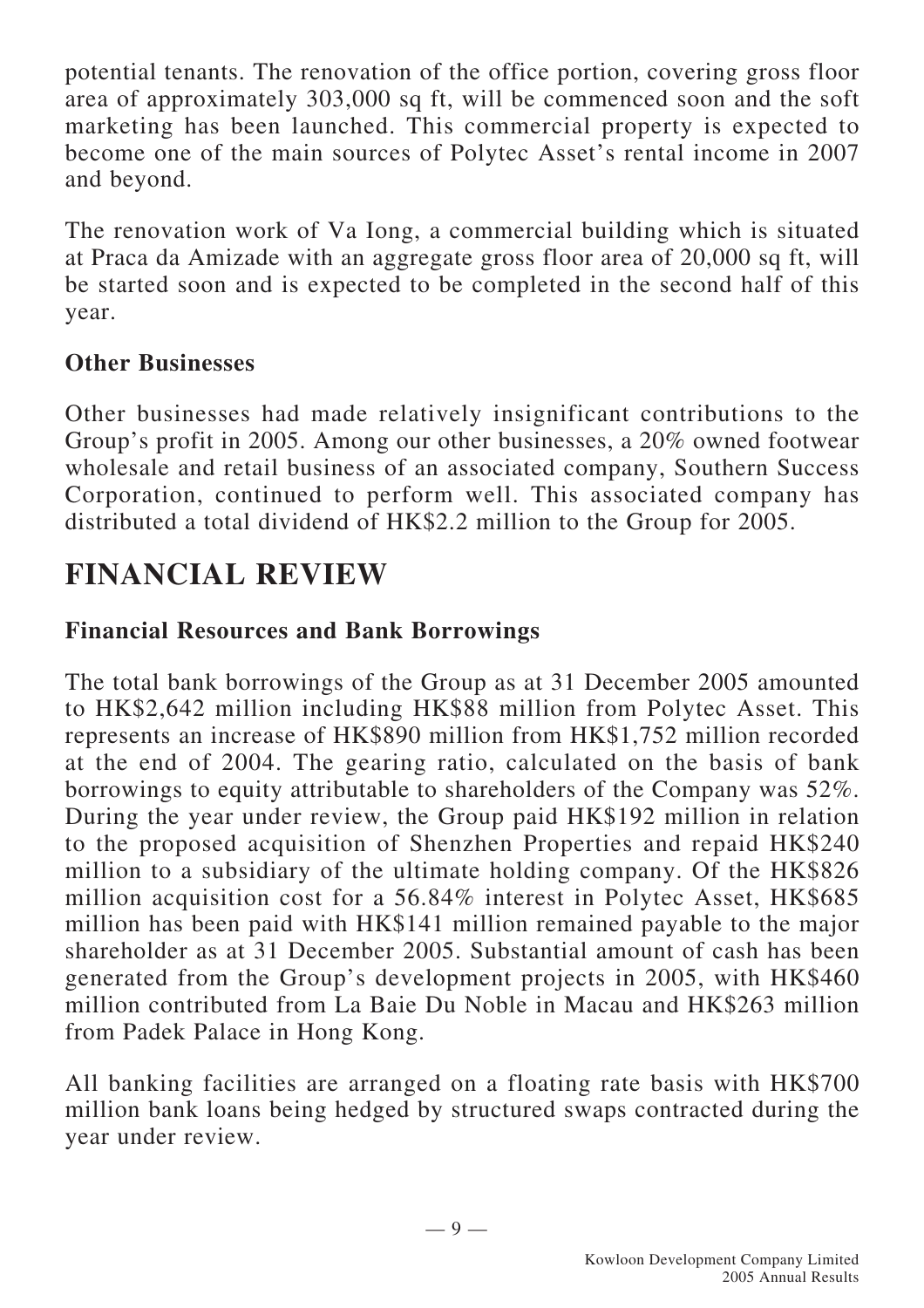potential tenants. The renovation of the office portion, covering gross floor area of approximately 303,000 sq ft, will be commenced soon and the soft marketing has been launched. This commercial property is expected to become one of the main sources of Polytec Asset's rental income in 2007 and beyond.

The renovation work of Va Iong, a commercial building which is situated at Praca da Amizade with an aggregate gross floor area of 20,000 sq ft, will be started soon and is expected to be completed in the second half of this year.

### Other Businesses

Other businesses had made relatively insignificant contributions to the Group's profit in 2005. Among our other businesses, a 20% owned footwear wholesale and retail business of an associated company, Southern Success Corporation, continued to perform well. This associated company has distributed a total dividend of HK$2.2 million to the Group for 2005.

## FINANCIAL REVIEW

### Financial Resources and Bank Borrowings

The total bank borrowings of the Group as at 31 December 2005 amounted to HK$2,642 million including HK$88 million from Polytec Asset. This represents an increase of HK$890 million from HK$1,752 million recorded at the end of 2004. The gearing ratio, calculated on the basis of bank borrowings to equity attributable to shareholders of the Company was 52%. During the year under review, the Group paid HK$192 million in relation to the proposed acquisition of Shenzhen Properties and repaid HK$240 million to a subsidiary of the ultimate holding company. Of the HK$826 million acquisition cost for a 56.84% interest in Polytec Asset, HK$685 million has been paid with HK$141 million remained payable to the major shareholder as at 31 December 2005. Substantial amount of cash has been generated from the Group's development projects in 2005, with HK$460 million contributed from La Baie Du Noble in Macau and HK$263 million from Padek Palace in Hong Kong.

All banking facilities are arranged on a floating rate basis with HK$700 million bank loans being hedged by structured swaps contracted during the year under review.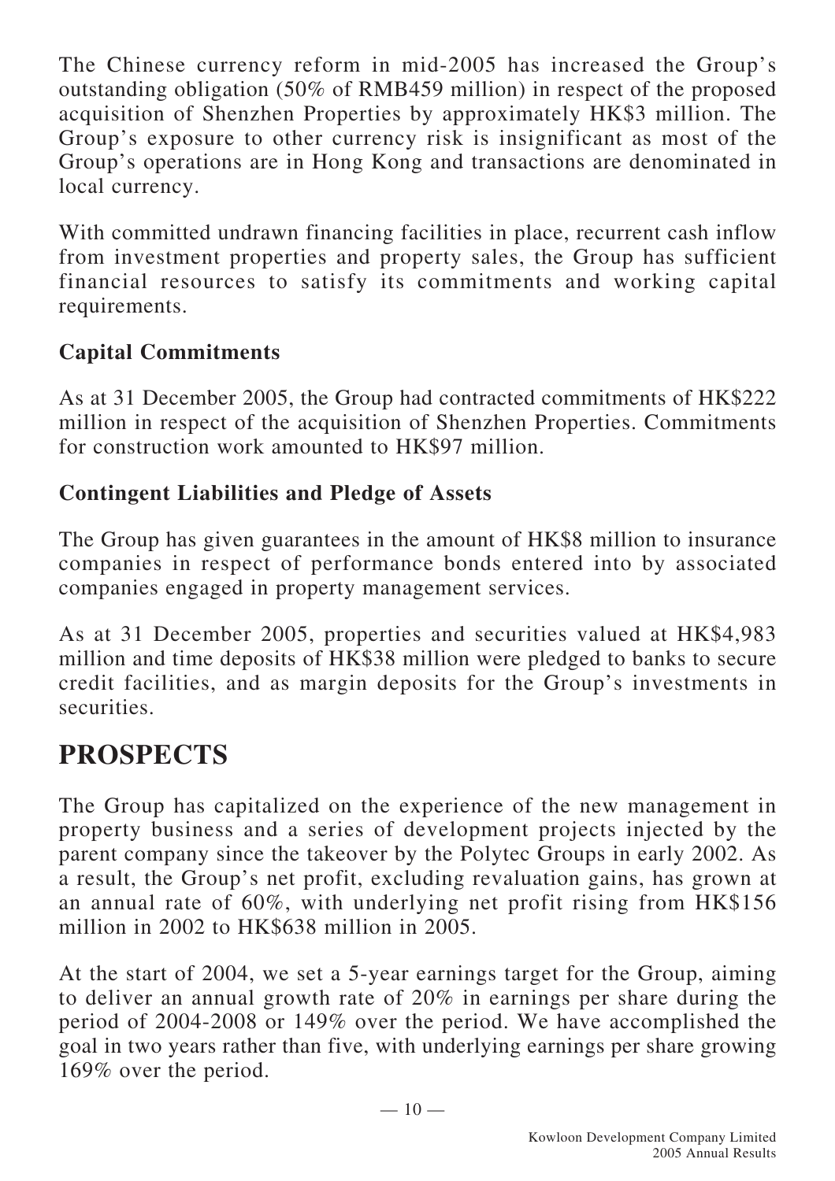The Chinese currency reform in mid-2005 has increased the Group's outstanding obligation (50% of RMB459 million) in respect of the proposed acquisition of Shenzhen Properties by approximately HK$3 million. The Group's exposure to other currency risk is insignificant as most of the Group's operations are in Hong Kong and transactions are denominated in local currency.

With committed undrawn financing facilities in place, recurrent cash inflow from investment properties and property sales, the Group has sufficient financial resources to satisfy its commitments and working capital requirements.

### Capital Commitments

As at 31 December 2005, the Group had contracted commitments of HK$222 million in respect of the acquisition of Shenzhen Properties. Commitments for construction work amounted to HK$97 million.

### Contingent Liabilities and Pledge of Assets

The Group has given guarantees in the amount of HK$8 million to insurance companies in respect of performance bonds entered into by associated companies engaged in property management services.

As at 31 December 2005, properties and securities valued at HK$4,983 million and time deposits of HK$38 million were pledged to banks to secure credit facilities, and as margin deposits for the Group's investments in securities.

## PROSPECTS

The Group has capitalized on the experience of the new management in property business and a series of development projects injected by the parent company since the takeover by the Polytec Groups in early 2002. As a result, the Group's net profit, excluding revaluation gains, has grown at an annual rate of 60%, with underlying net profit rising from HK$156 million in 2002 to HK$638 million in 2005.

At the start of 2004, we set a 5-year earnings target for the Group, aiming to deliver an annual growth rate of 20% in earnings per share during the period of 2004-2008 or 149% over the period. We have accomplished the goal in two years rather than five, with underlying earnings per share growing 169% over the period.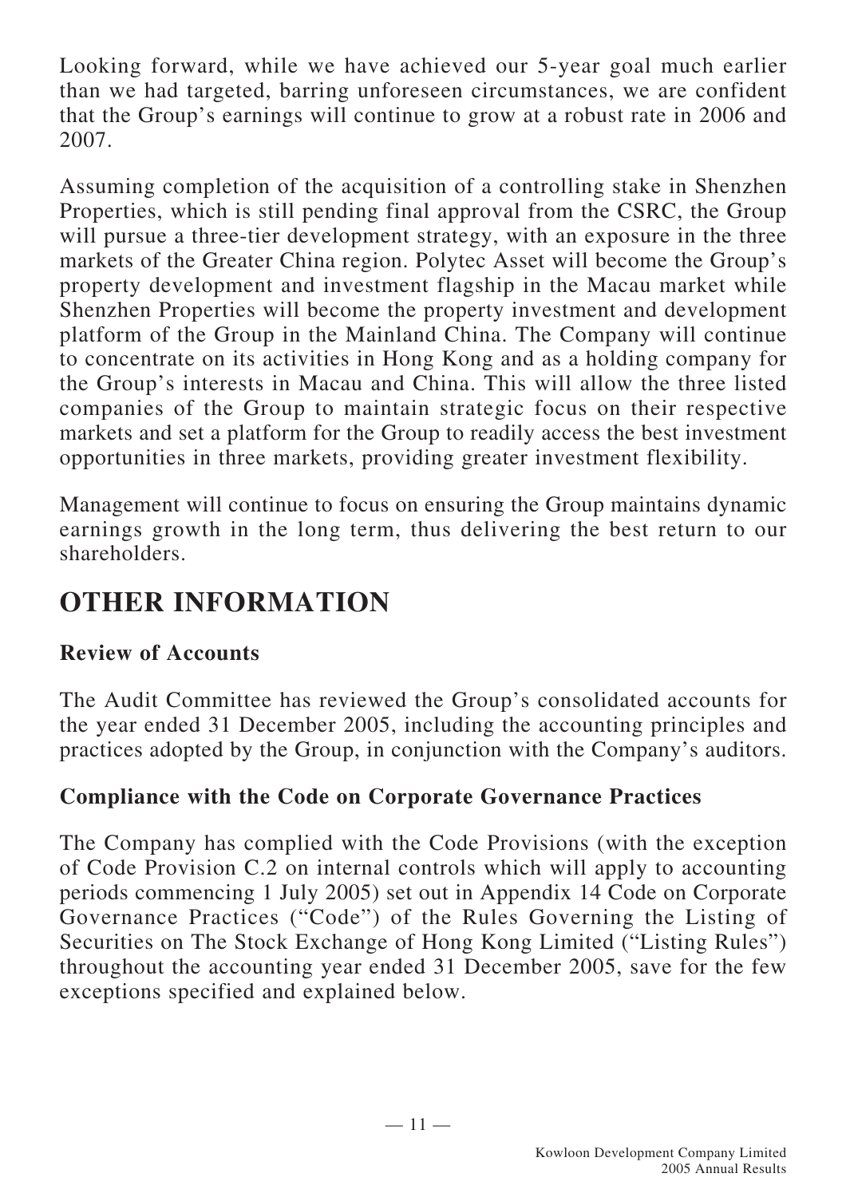Looking forward, while we have achieved our 5-year goal much earlier than we had targeted, barring unforeseen circumstances, we are confident that the Group's earnings will continue to grow at a robust rate in 2006 and 2007.

Assuming completion of the acquisition of a controlling stake in Shenzhen Properties, which is still pending final approval from the CSRC, the Group will pursue a three-tier development strategy, with an exposure in the three markets of the Greater China region. Polytec Asset will become the Group's property development and investment flagship in the Macau market while Shenzhen Properties will become the property investment and development platform of the Group in the Mainland China. The Company will continue to concentrate on its activities in Hong Kong and as a holding company for the Group's interests in Macau and China. This will allow the three listed companies of the Group to maintain strategic focus on their respective markets and set a platform for the Group to readily access the best investment opportunities in three markets, providing greater investment flexibility.

Management will continue to focus on ensuring the Group maintains dynamic earnings growth in the long term, thus delivering the best return to our shareholders.

# OTHER INFORMATION

### Review of Accounts

The Audit Committee has reviewed the Group's consolidated accounts for the year ended 31 December 2005, including the accounting principles and practices adopted by the Group, in conjunction with the Company's auditors.

### Compliance with the Code on Corporate Governance Practices

The Company has complied with the Code Provisions (with the exception of Code Provision C.2 on internal controls which will apply to accounting periods commencing 1 July 2005) set out in Appendix 14 Code on Corporate Governance Practices ("Code") of the Rules Governing the Listing of Securities on The Stock Exchange of Hong Kong Limited ("Listing Rules") throughout the accounting year ended 31 December 2005, save for the few exceptions specified and explained below.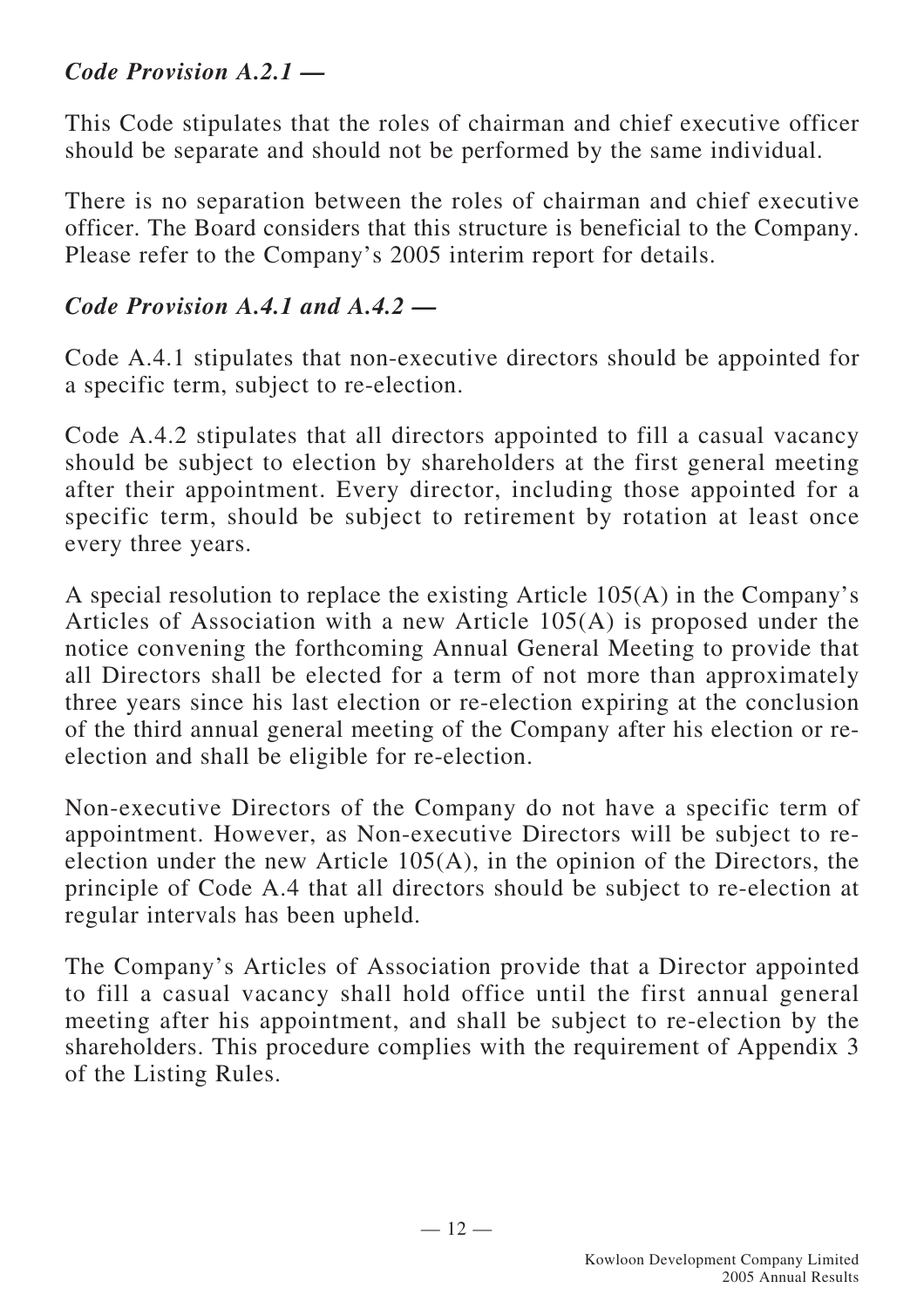***Code Provision A.2.1 —***

This Code stipulates that the roles of chairman and chief executive officer should be separate and should not be performed by the same individual.

There is no separation between the roles of chairman and chief executive officer. The Board considers that this structure is beneficial to the Company. Please refer to the Company's 2005 interim report for details.

***Code Provision A.4.1 and A.4.2 —***

Code A.4.1 stipulates that non-executive directors should be appointed for a specific term, subject to re-election.

Code A.4.2 stipulates that all directors appointed to fill a casual vacancy should be subject to election by shareholders at the first general meeting after their appointment. Every director, including those appointed for a specific term, should be subject to retirement by rotation at least once every three years.

A special resolution to replace the existing Article 105(A) in the Company's Articles of Association with a new Article 105(A) is proposed under the notice convening the forthcoming Annual General Meeting to provide that all Directors shall be elected for a term of not more than approximately three years since his last election or re-election expiring at the conclusion of the third annual general meeting of the Company after his election or re-election and shall be eligible for re-election.

Non-executive Directors of the Company do not have a specific term of appointment. However, as Non-executive Directors will be subject to re-election under the new Article 105(A), in the opinion of the Directors, the principle of Code A.4 that all directors should be subject to re-election at regular intervals has been upheld.

The Company's Articles of Association provide that a Director appointed to fill a casual vacancy shall hold office until the first annual general meeting after his appointment, and shall be subject to re-election by the shareholders. This procedure complies with the requirement of Appendix 3 of the Listing Rules.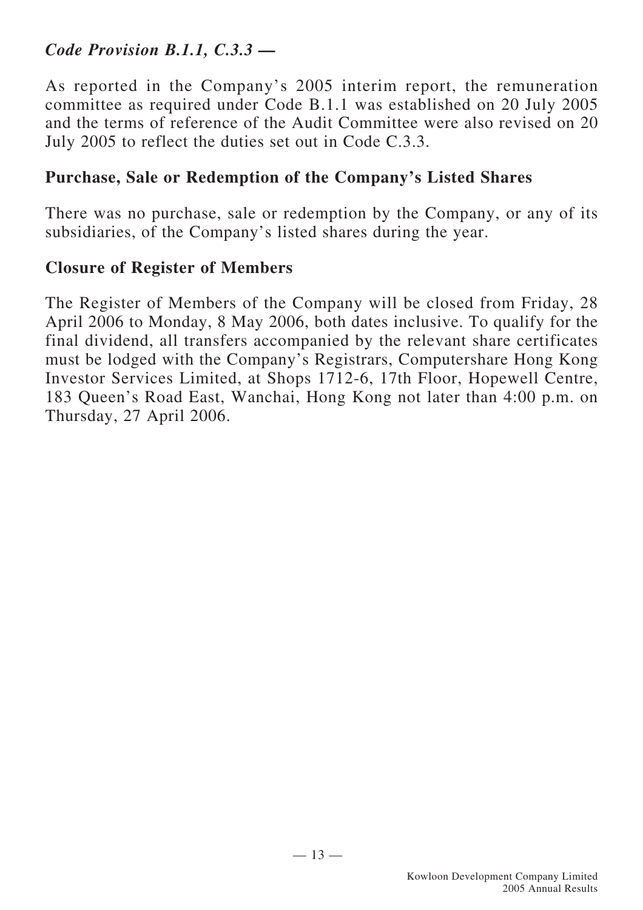*Code Provision B.1.1, C.3.3 —*

As reported in the Company's 2005 interim report, the remuneration committee as required under Code B.1.1 was established on 20 July 2005 and the terms of reference of the Audit Committee were also revised on 20 July 2005 to reflect the duties set out in Code C.3.3.

## Purchase, Sale or Redemption of the Company's Listed Shares

There was no purchase, sale or redemption by the Company, or any of its subsidiaries, of the Company's listed shares during the year.

## Closure of Register of Members

The Register of Members of the Company will be closed from Friday, 28 April 2006 to Monday, 8 May 2006, both dates inclusive. To qualify for the final dividend, all transfers accompanied by the relevant share certificates must be lodged with the Company's Registrars, Computershare Hong Kong Investor Services Limited, at Shops 1712-6, 17th Floor, Hopewell Centre, 183 Queen's Road East, Wanchai, Hong Kong not later than 4:00 p.m. on Thursday, 27 April 2006.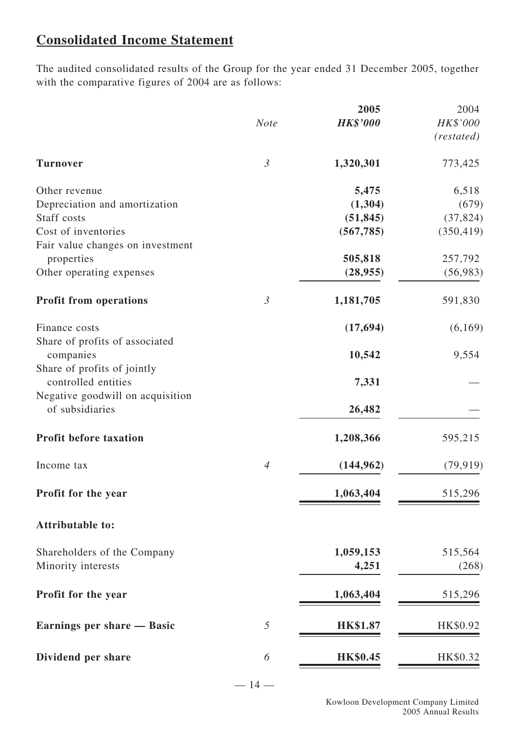## Consolidated Income Statement

The audited consolidated results of the Group for the year ended 31 December 2005, together with the comparative figures of 2004 are as follows:

| | *Note* | **2005** *HK$'000* | 2004 *HK$'000* *(restated)* |
|---|---|---|---|
| **Turnover** | *3* | **1,320,301** | 773,425 |
| Other revenue | | **5,475** | 6,518 |
| Depreciation and amortization | | **(1,304)** | (679) |
| Staff costs | | **(51,845)** | (37,824) |
| Cost of inventories | | **(567,785)** | (350,419) |
| Fair value changes on investment properties | | **505,818** | 257,792 |
| Other operating expenses | | **(28,955)** | (56,983) |
| **Profit from operations** | *3* | **1,181,705** | 591,830 |
| Finance costs | | **(17,694)** | (6,169) |
| Share of profits of associated companies | | **10,542** | 9,554 |
| Share of profits of jointly controlled entities | | **7,331** | — |
| Negative goodwill on acquisition of subsidiaries | | **26,482** | — |
| **Profit before taxation** | | **1,208,366** | 595,215 |
| Income tax | *4* | **(144,962)** | (79,919) |
| **Profit for the year** | | **1,063,404** | 515,296 |
| **Attributable to:** | | | |
| Shareholders of the Company | | **1,059,153** | 515,564 |
| Minority interests | | **4,251** | (268) |
| **Profit for the year** | | **1,063,404** | 515,296 |
| **Earnings per share — Basic** | *5* | **HK$1.87** | HK$0.92 |
| **Dividend per share** | *6* | **HK$0.45** | HK$0.32 |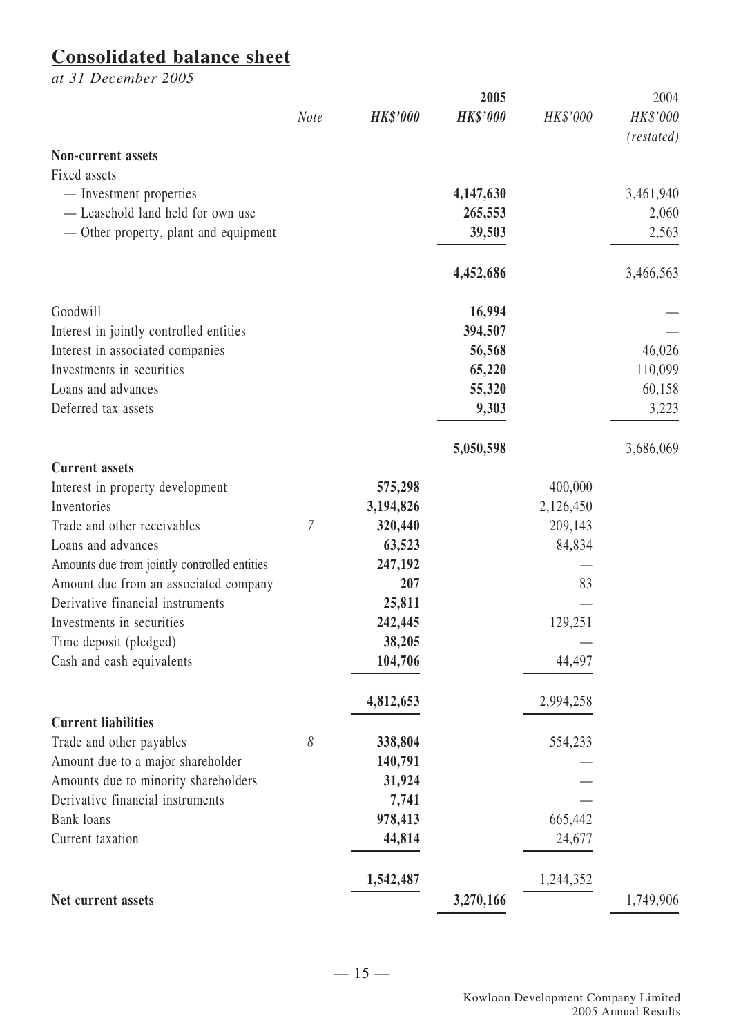# Consolidated balance sheet

*at 31 December 2005*

| | Note | 2005 HK$'000 | 2005 HK$'000 | 2004 HK$'000 | 2004 HK$'000 (restated) |
|---|---|---|---|---|---|
| **Non-current assets** | | | | | |
| Fixed assets | | | | | |
| — Investment properties | | | **4,147,630** | | 3,461,940 |
| — Leasehold land held for own use | | | **265,553** | | 2,060 |
| — Other property, plant and equipment | | | **39,503** | | 2,563 |
| | | | **4,452,686** | | 3,466,563 |
| Goodwill | | | **16,994** | | — |
| Interest in jointly controlled entities | | | **394,507** | | — |
| Interest in associated companies | | | **56,568** | | 46,026 |
| Investments in securities | | | **65,220** | | 110,099 |
| Loans and advances | | | **55,320** | | 60,158 |
| Deferred tax assets | | | **9,303** | | 3,223 |
| | | | **5,050,598** | | 3,686,069 |
| **Current assets** | | | | | |
| Interest in property development | | **575,298** | | 400,000 | |
| Inventories | | **3,194,826** | | 2,126,450 | |
| Trade and other receivables | 7 | **320,440** | | 209,143 | |
| Loans and advances | | **63,523** | | 84,834 | |
| Amounts due from jointly controlled entities | | **247,192** | | — | |
| Amount due from an associated company | | **207** | | 83 | |
| Derivative financial instruments | | **25,811** | | — | |
| Investments in securities | | **242,445** | | 129,251 | |
| Time deposit (pledged) | | **38,205** | | — | |
| Cash and cash equivalents | | **104,706** | | 44,497 | |
| | | **4,812,653** | | 2,994,258 | |
| **Current liabilities** | | | | | |
| Trade and other payables | 8 | **338,804** | | 554,233 | |
| Amount due to a major shareholder | | **140,791** | | — | |
| Amounts due to minority shareholders | | **31,924** | | — | |
| Derivative financial instruments | | **7,741** | | — | |
| Bank loans | | **978,413** | | 665,442 | |
| Current taxation | | **44,814** | | 24,677 | |
| | | **1,542,487** | | 1,244,352 | |
| **Net current assets** | | | **3,270,166** | | 1,749,906 |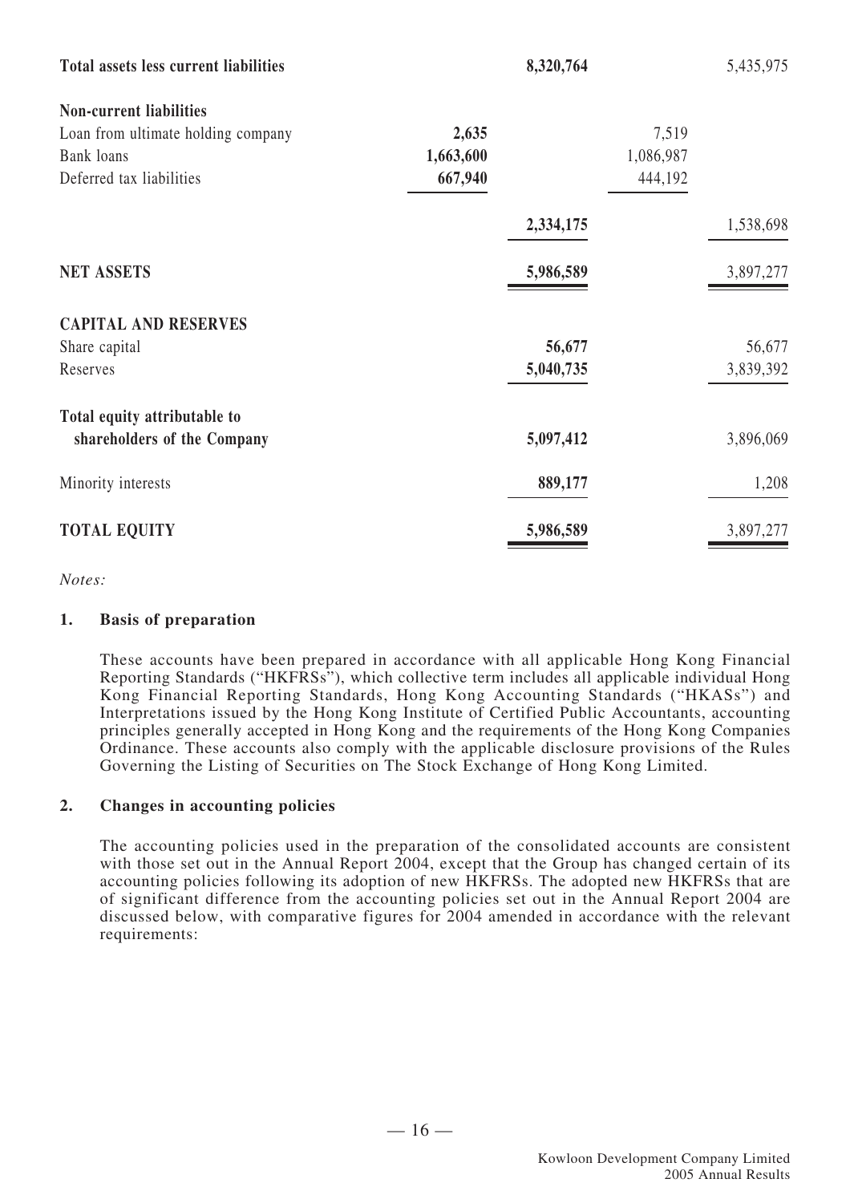| | | | | |
|---|---|---|---|---|
| **Total assets less current liabilities** | | **8,320,764** | | 5,435,975 |
| **Non-current liabilities** | | | | |
| Loan from ultimate holding company | **2,635** | | 7,519 | |
| Bank loans | **1,663,600** | | 1,086,987 | |
| Deferred tax liabilities | **667,940** | | 444,192 | |
| | | **2,334,175** | | 1,538,698 |
| **NET ASSETS** | | **5,986,589** | | 3,897,277 |
| **CAPITAL AND RESERVES** | | | | |
| Share capital | | **56,677** | | 56,677 |
| Reserves | | **5,040,735** | | 3,839,392 |
| **Total equity attributable to shareholders of the Company** | | **5,097,412** | | 3,896,069 |
| Minority interests | | **889,177** | | 1,208 |
| **TOTAL EQUITY** | | **5,986,589** | | 3,897,277 |

*Notes:*

**1. Basis of preparation**

These accounts have been prepared in accordance with all applicable Hong Kong Financial Reporting Standards ("HKFRSs"), which collective term includes all applicable individual Hong Kong Financial Reporting Standards, Hong Kong Accounting Standards ("HKASs") and Interpretations issued by the Hong Kong Institute of Certified Public Accountants, accounting principles generally accepted in Hong Kong and the requirements of the Hong Kong Companies Ordinance. These accounts also comply with the applicable disclosure provisions of the Rules Governing the Listing of Securities on The Stock Exchange of Hong Kong Limited.

**2. Changes in accounting policies**

The accounting policies used in the preparation of the consolidated accounts are consistent with those set out in the Annual Report 2004, except that the Group has changed certain of its accounting policies following its adoption of new HKFRSs. The adopted new HKFRSs that are of significant difference from the accounting policies set out in the Annual Report 2004 are discussed below, with comparative figures for 2004 amended in accordance with the relevant requirements: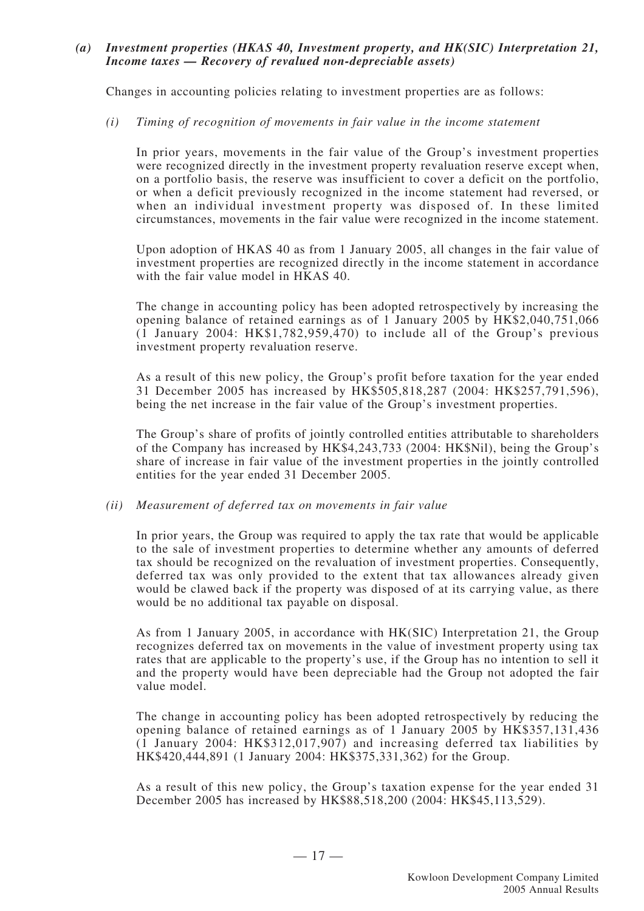*(a) Investment properties (HKAS 40, Investment property, and HK(SIC) Interpretation 21, Income taxes — Recovery of revalued non-depreciable assets)*

Changes in accounting policies relating to investment properties are as follows:

*(i) Timing of recognition of movements in fair value in the income statement*

In prior years, movements in the fair value of the Group's investment properties were recognized directly in the investment property revaluation reserve except when, on a portfolio basis, the reserve was insufficient to cover a deficit on the portfolio, or when a deficit previously recognized in the income statement had reversed, or when an individual investment property was disposed of. In these limited circumstances, movements in the fair value were recognized in the income statement.

Upon adoption of HKAS 40 as from 1 January 2005, all changes in the fair value of investment properties are recognized directly in the income statement in accordance with the fair value model in HKAS 40.

The change in accounting policy has been adopted retrospectively by increasing the opening balance of retained earnings as of 1 January 2005 by HK$2,040,751,066 (1 January 2004: HK$1,782,959,470) to include all of the Group's previous investment property revaluation reserve.

As a result of this new policy, the Group's profit before taxation for the year ended 31 December 2005 has increased by HK$505,818,287 (2004: HK$257,791,596), being the net increase in the fair value of the Group's investment properties.

The Group's share of profits of jointly controlled entities attributable to shareholders of the Company has increased by HK$4,243,733 (2004: HK$Nil), being the Group's share of increase in fair value of the investment properties in the jointly controlled entities for the year ended 31 December 2005.

*(ii) Measurement of deferred tax on movements in fair value*

In prior years, the Group was required to apply the tax rate that would be applicable to the sale of investment properties to determine whether any amounts of deferred tax should be recognized on the revaluation of investment properties. Consequently, deferred tax was only provided to the extent that tax allowances already given would be clawed back if the property was disposed of at its carrying value, as there would be no additional tax payable on disposal.

As from 1 January 2005, in accordance with HK(SIC) Interpretation 21, the Group recognizes deferred tax on movements in the value of investment property using tax rates that are applicable to the property's use, if the Group has no intention to sell it and the property would have been depreciable had the Group not adopted the fair value model.

The change in accounting policy has been adopted retrospectively by reducing the opening balance of retained earnings as of 1 January 2005 by HK$357,131,436 (1 January 2004: HK$312,017,907) and increasing deferred tax liabilities by HK$420,444,891 (1 January 2004: HK$375,331,362) for the Group.

As a result of this new policy, the Group's taxation expense for the year ended 31 December 2005 has increased by HK$88,518,200 (2004: HK$45,113,529).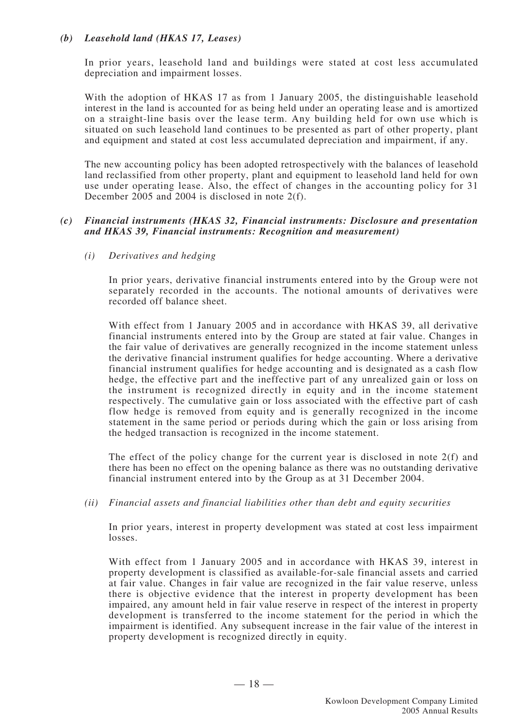***(b) Leasehold land (HKAS 17, Leases)***

In prior years, leasehold land and buildings were stated at cost less accumulated depreciation and impairment losses.

With the adoption of HKAS 17 as from 1 January 2005, the distinguishable leasehold interest in the land is accounted for as being held under an operating lease and is amortized on a straight-line basis over the lease term. Any building held for own use which is situated on such leasehold land continues to be presented as part of other property, plant and equipment and stated at cost less accumulated depreciation and impairment, if any.

The new accounting policy has been adopted retrospectively with the balances of leasehold land reclassified from other property, plant and equipment to leasehold land held for own use under operating lease. Also, the effect of changes in the accounting policy for 31 December 2005 and 2004 is disclosed in note 2(f).

***(c) Financial instruments (HKAS 32, Financial instruments: Disclosure and presentation and HKAS 39, Financial instruments: Recognition and measurement)***

*(i) Derivatives and hedging*

In prior years, derivative financial instruments entered into by the Group were not separately recorded in the accounts. The notional amounts of derivatives were recorded off balance sheet.

With effect from 1 January 2005 and in accordance with HKAS 39, all derivative financial instruments entered into by the Group are stated at fair value. Changes in the fair value of derivatives are generally recognized in the income statement unless the derivative financial instrument qualifies for hedge accounting. Where a derivative financial instrument qualifies for hedge accounting and is designated as a cash flow hedge, the effective part and the ineffective part of any unrealized gain or loss on the instrument is recognized directly in equity and in the income statement respectively. The cumulative gain or loss associated with the effective part of cash flow hedge is removed from equity and is generally recognized in the income statement in the same period or periods during which the gain or loss arising from the hedged transaction is recognized in the income statement.

The effect of the policy change for the current year is disclosed in note 2(f) and there has been no effect on the opening balance as there was no outstanding derivative financial instrument entered into by the Group as at 31 December 2004.

*(ii) Financial assets and financial liabilities other than debt and equity securities*

In prior years, interest in property development was stated at cost less impairment losses.

With effect from 1 January 2005 and in accordance with HKAS 39, interest in property development is classified as available-for-sale financial assets and carried at fair value. Changes in fair value are recognized in the fair value reserve, unless there is objective evidence that the interest in property development has been impaired, any amount held in fair value reserve in respect of the interest in property development is transferred to the income statement for the period in which the impairment is identified. Any subsequent increase in the fair value of the interest in property development is recognized directly in equity.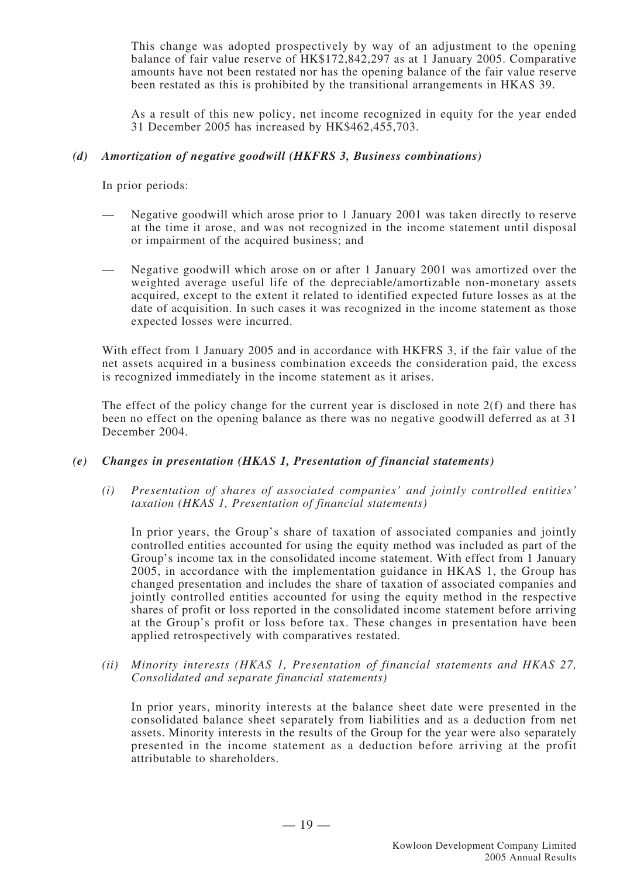This change was adopted prospectively by way of an adjustment to the opening balance of fair value reserve of HK$172,842,297 as at 1 January 2005. Comparative amounts have not been restated nor has the opening balance of the fair value reserve been restated as this is prohibited by the transitional arrangements in HKAS 39.

As a result of this new policy, net income recognized in equity for the year ended 31 December 2005 has increased by HK$462,455,703.

### *(d) Amortization of negative goodwill (HKFRS 3, Business combinations)*

In prior periods:

- Negative goodwill which arose prior to 1 January 2001 was taken directly to reserve at the time it arose, and was not recognized in the income statement until disposal or impairment of the acquired business; and
- Negative goodwill which arose on or after 1 January 2001 was amortized over the weighted average useful life of the depreciable/amortizable non-monetary assets acquired, except to the extent it related to identified expected future losses as at the date of acquisition. In such cases it was recognized in the income statement as those expected losses were incurred.

With effect from 1 January 2005 and in accordance with HKFRS 3, if the fair value of the net assets acquired in a business combination exceeds the consideration paid, the excess is recognized immediately in the income statement as it arises.

The effect of the policy change for the current year is disclosed in note 2(f) and there has been no effect on the opening balance as there was no negative goodwill deferred as at 31 December 2004.

### *(e) Changes in presentation (HKAS 1, Presentation of financial statements)*

*(i) Presentation of shares of associated companies' and jointly controlled entities' taxation (HKAS 1, Presentation of financial statements)*

In prior years, the Group's share of taxation of associated companies and jointly controlled entities accounted for using the equity method was included as part of the Group's income tax in the consolidated income statement. With effect from 1 January 2005, in accordance with the implementation guidance in HKAS 1, the Group has changed presentation and includes the share of taxation of associated companies and jointly controlled entities accounted for using the equity method in the respective shares of profit or loss reported in the consolidated income statement before arriving at the Group's profit or loss before tax. These changes in presentation have been applied retrospectively with comparatives restated.

*(ii) Minority interests (HKAS 1, Presentation of financial statements and HKAS 27, Consolidated and separate financial statements)*

In prior years, minority interests at the balance sheet date were presented in the consolidated balance sheet separately from liabilities and as a deduction from net assets. Minority interests in the results of the Group for the year were also separately presented in the income statement as a deduction before arriving at the profit attributable to shareholders.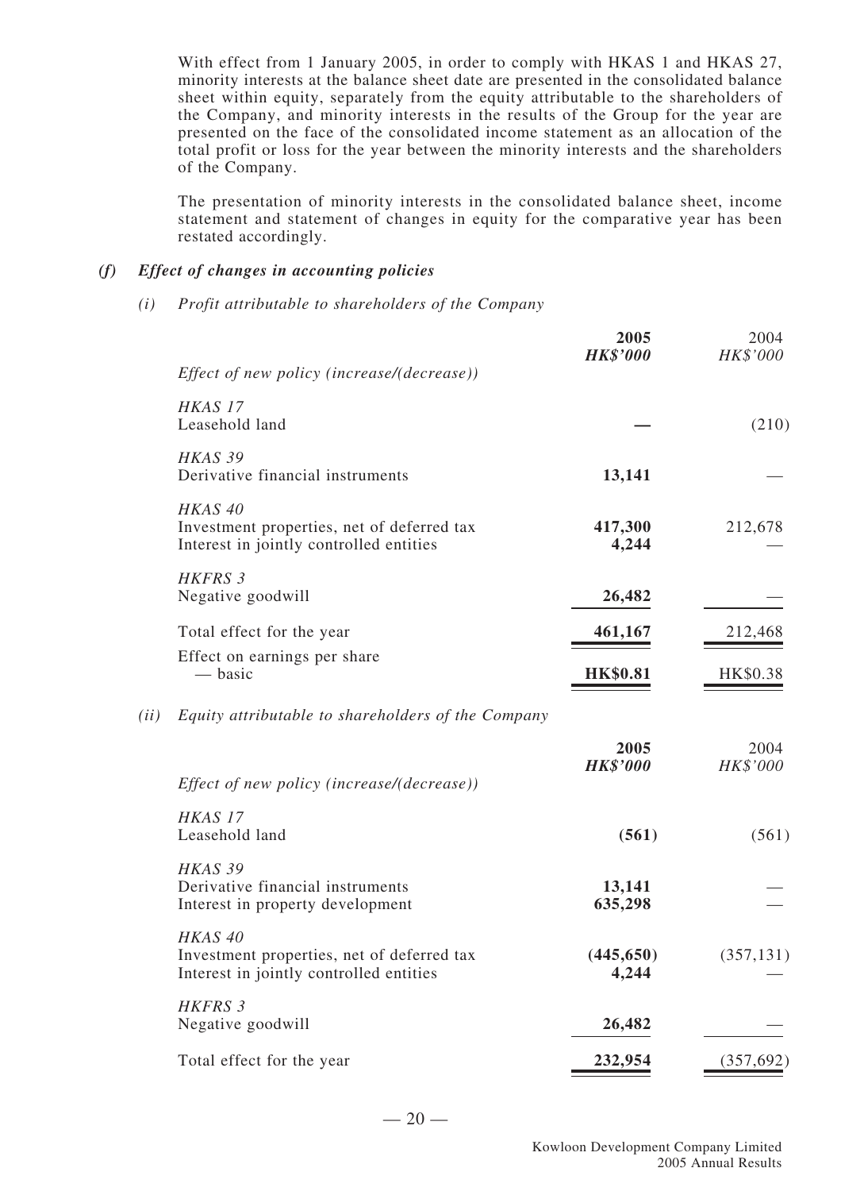With effect from 1 January 2005, in order to comply with HKAS 1 and HKAS 27, minority interests at the balance sheet date are presented in the consolidated balance sheet within equity, separately from the equity attributable to the shareholders of the Company, and minority interests in the results of the Group for the year are presented on the face of the consolidated income statement as an allocation of the total profit or loss for the year between the minority interests and the shareholders of the Company.

The presentation of minority interests in the consolidated balance sheet, income statement and statement of changes in equity for the comparative year has been restated accordingly.

### *(f) Effect of changes in accounting policies*

#### *(i) Profit attributable to shareholders of the Company*

| | **2005** | 2004 |
|---|---|---|
| *Effect of new policy (increase/(decrease))* | ***HK$'000*** | *HK$'000* |
| *HKAS 17* | | |
| Leasehold land | **—** | (210) |
| *HKAS 39* | | |
| Derivative financial instruments | **13,141** | — |
| *HKAS 40* | | |
| Investment properties, net of deferred tax | **417,300** | 212,678 |
| Interest in jointly controlled entities | **4,244** | — |
| *HKFRS 3* | | |
| Negative goodwill | **26,482** | — |
| Total effect for the year | **461,167** | 212,468 |
| Effect on earnings per share — basic | **HK$0.81** | HK$0.38 |

#### *(ii) Equity attributable to shareholders of the Company*

| | **2005** | 2004 |
|---|---|---|
| *Effect of new policy (increase/(decrease))* | ***HK$'000*** | *HK$'000* |
| *HKAS 17* | | |
| Leasehold land | **(561)** | (561) |
| *HKAS 39* | | |
| Derivative financial instruments | **13,141** | — |
| Interest in property development | **635,298** | — |
| *HKAS 40* | | |
| Investment properties, net of deferred tax | **(445,650)** | (357,131) |
| Interest in jointly controlled entities | **4,244** | — |
| *HKFRS 3* | | |
| Negative goodwill | **26,482** | — |
| Total effect for the year | **232,954** | (357,692) |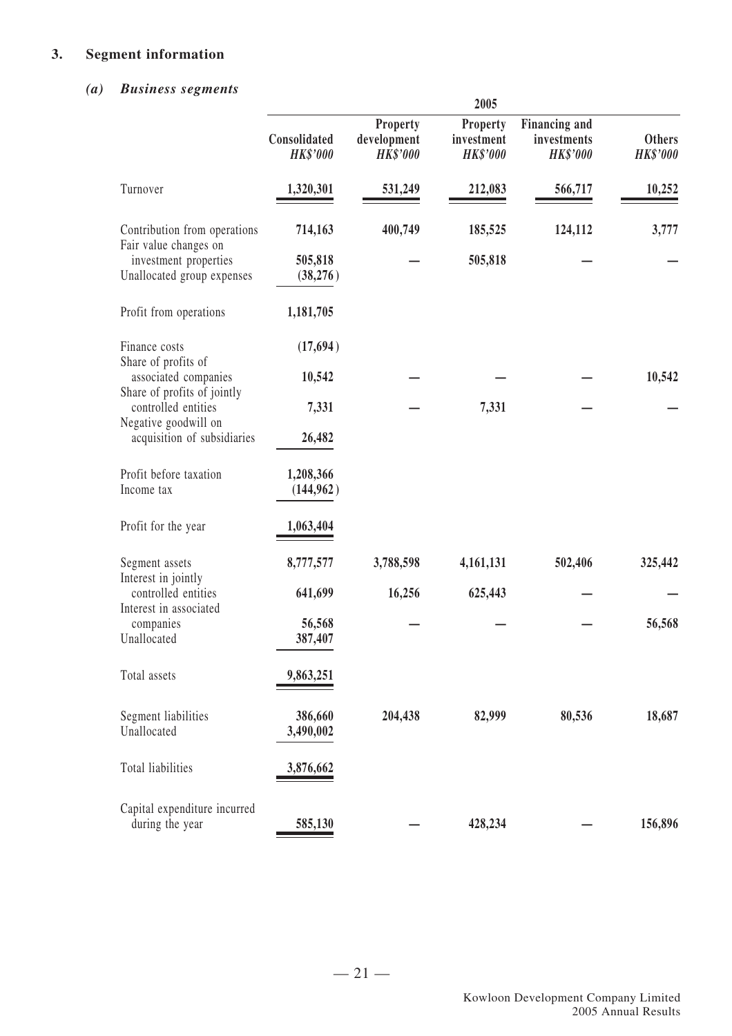## 3. Segment information

### (a) Business segments

| | 2005 | | | | |
|---|---|---|---|---|---|
| | Consolidated *HK$'000* | Property development *HK$'000* | Property investment *HK$'000* | Financing and investments *HK$'000* | Others *HK$'000* |
| Turnover | 1,320,301 | 531,249 | 212,083 | 566,717 | 10,252 |
| Contribution from operations | 714,163 | 400,749 | 185,525 | 124,112 | 3,777 |
| Fair value changes on investment properties | 505,818 | — | 505,818 | — | — |
| Unallocated group expenses | (38,276) | | | | |
| Profit from operations | 1,181,705 | | | | |
| Finance costs | (17,694) | | | | |
| Share of profits of associated companies | 10,542 | — | — | — | 10,542 |
| Share of profits of jointly controlled entities | 7,331 | — | 7,331 | — | — |
| Negative goodwill on acquisition of subsidiaries | 26,482 | | | | |
| Profit before taxation | 1,208,366 | | | | |
| Income tax | (144,962) | | | | |
| Profit for the year | 1,063,404 | | | | |
| Segment assets | 8,777,577 | 3,788,598 | 4,161,131 | 502,406 | 325,442 |
| Interest in jointly controlled entities | 641,699 | 16,256 | 625,443 | — | — |
| Interest in associated companies | 56,568 | — | — | — | 56,568 |
| Unallocated | 387,407 | | | | |
| Total assets | 9,863,251 | | | | |
| Segment liabilities | 386,660 | 204,438 | 82,999 | 80,536 | 18,687 |
| Unallocated | 3,490,002 | | | | |
| Total liabilities | 3,876,662 | | | | |
| Capital expenditure incurred during the year | 585,130 | — | 428,234 | — | 156,896 |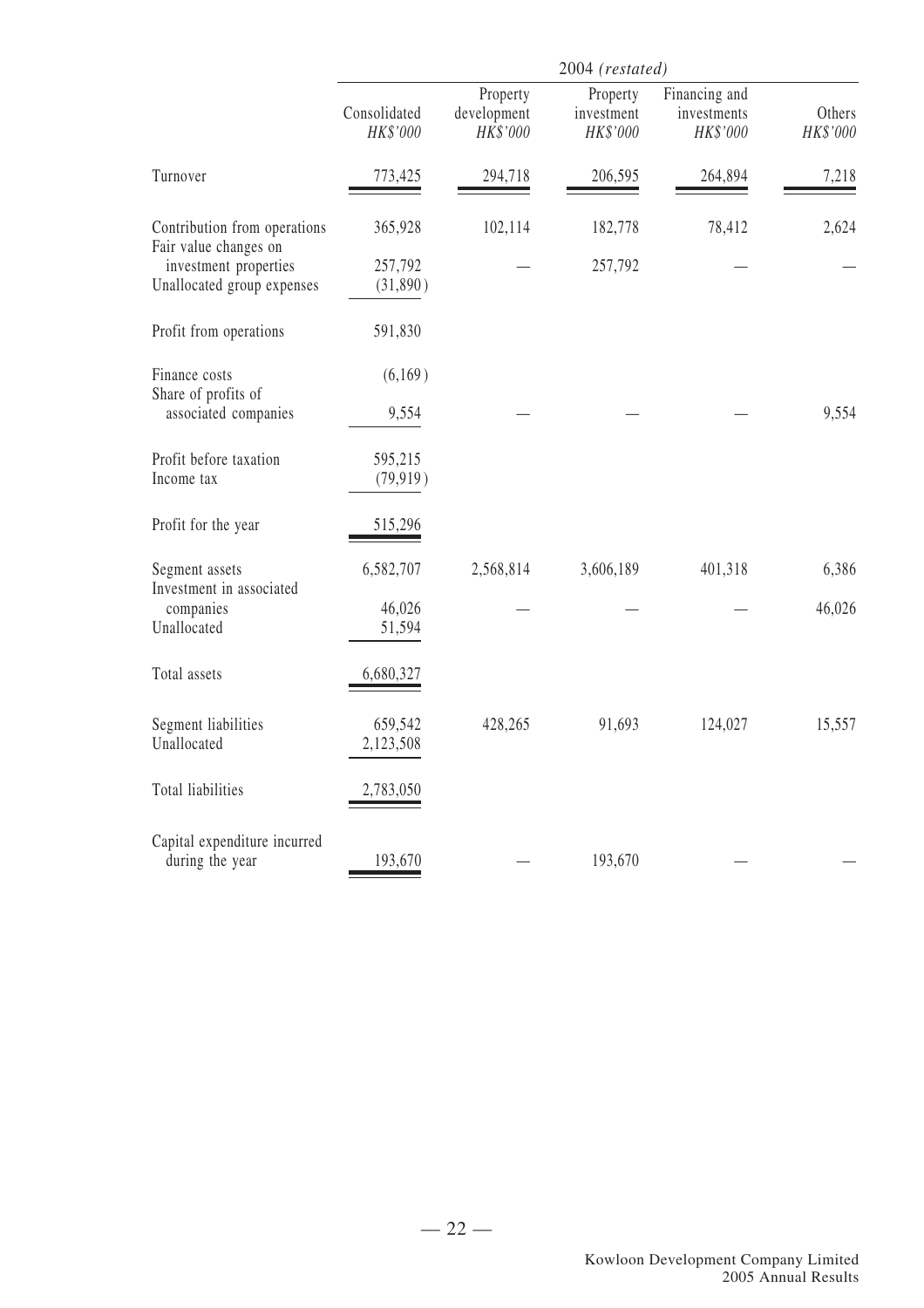| | 2004 *(restated)* | | | | |
|---|---|---|---|---|---|
| | Consolidated *HK$'000* | Property development *HK$'000* | Property investment *HK$'000* | Financing and investments *HK$'000* | Others *HK$'000* |
| Turnover | 773,425 | 294,718 | 206,595 | 264,894 | 7,218 |
| Contribution from operations | 365,928 | 102,114 | 182,778 | 78,412 | 2,624 |
| Fair value changes on investment properties | 257,792 | — | 257,792 | — | — |
| Unallocated group expenses | (31,890) | | | | |
| Profit from operations | 591,830 | | | | |
| Finance costs | (6,169) | | | | |
| Share of profits of associated companies | 9,554 | — | — | — | 9,554 |
| Profit before taxation | 595,215 | | | | |
| Income tax | (79,919) | | | | |
| Profit for the year | 515,296 | | | | |
| Segment assets | 6,582,707 | 2,568,814 | 3,606,189 | 401,318 | 6,386 |
| Investment in associated companies | 46,026 | — | — | — | 46,026 |
| Unallocated | 51,594 | | | | |
| Total assets | 6,680,327 | | | | |
| Segment liabilities | 659,542 | 428,265 | 91,693 | 124,027 | 15,557 |
| Unallocated | 2,123,508 | | | | |
| Total liabilities | 2,783,050 | | | | |
| Capital expenditure incurred during the year | 193,670 | — | 193,670 | — | — |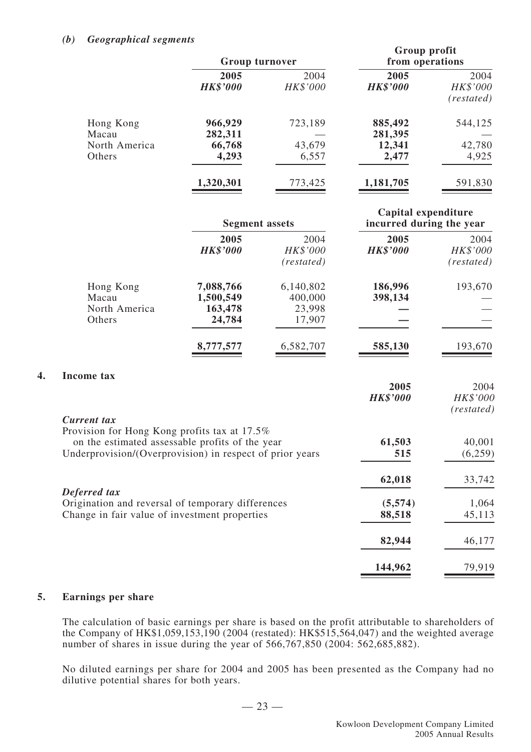*(b) Geographical segments*

| | Group turnover | | Group profit from operations | |
|---|---|---|---|---|
| | **2005** | 2004 | **2005** | 2004 |
| | ***HK$'000*** | *HK$'000* | ***HK$'000*** | *HK$'000* |
| | | | | *(restated)* |
| Hong Kong | **966,929** | 723,189 | **885,492** | 544,125 |
| Macau | **282,311** | — | **281,395** | — |
| North America | **66,768** | 43,679 | **12,341** | 42,780 |
| Others | **4,293** | 6,557 | **2,477** | 4,925 |
| | **1,320,301** | 773,425 | **1,181,705** | 591,830 |

| | Segment assets | | Capital expenditure incurred during the year | |
|---|---|---|---|---|
| | **2005** | 2004 | **2005** | 2004 |
| | ***HK$'000*** | *HK$'000* | ***HK$'000*** | *HK$'000* |
| | | *(restated)* | | *(restated)* |
| Hong Kong | **7,088,766** | 6,140,802 | **186,996** | 193,670 |
| Macau | **1,500,549** | 400,000 | **398,134** | — |
| North America | **163,478** | 23,998 | **—** | — |
| Others | **24,784** | 17,907 | **—** | — |
| | **8,777,577** | 6,582,707 | **585,130** | 193,670 |

## 4. Income tax

| | **2005** | 2004 |
|---|---|---|
| | ***HK$'000*** | *HK$'000* |
| | | *(restated)* |
| ***Current tax*** | | |
| Provision for Hong Kong profits tax at 17.5% on the estimated assessable profits of the year | **61,503** | 40,001 |
| Underprovision/(Overprovision) in respect of prior years | **515** | (6,259) |
| | **62,018** | 33,742 |
| ***Deferred tax*** | | |
| Origination and reversal of temporary differences | **(5,574)** | 1,064 |
| Change in fair value of investment properties | **88,518** | 45,113 |
| | **82,944** | 46,177 |
| | **144,962** | 79,919 |

## 5. Earnings per share

The calculation of basic earnings per share is based on the profit attributable to shareholders of the Company of HK$1,059,153,190 (2004 (restated): HK$515,564,047) and the weighted average number of shares in issue during the year of 566,767,850 (2004: 562,685,882).

No diluted earnings per share for 2004 and 2005 has been presented as the Company had no dilutive potential shares for both years.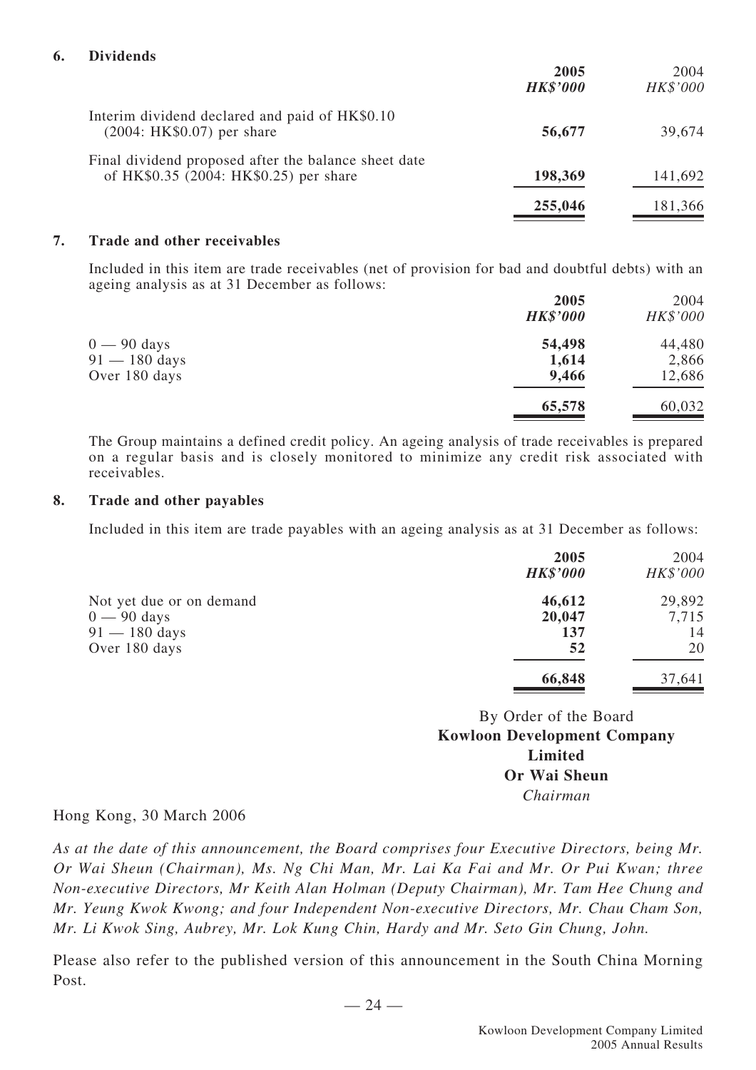**6. Dividends**

| | **2005** | 2004 |
| --- | --- | --- |
| | ***HK$'000*** | *HK$'000* |
| Interim dividend declared and paid of HK$0.10 (2004: HK$0.07) per share | **56,677** | 39,674 |
| Final dividend proposed after the balance sheet date of HK$0.35 (2004: HK$0.25) per share | **198,369** | 141,692 |
| | **255,046** | 181,366 |

**7. Trade and other receivables**

Included in this item are trade receivables (net of provision for bad and doubtful debts) with an ageing analysis as at 31 December as follows:

| | **2005** | 2004 |
| --- | --- | --- |
| | ***HK$'000*** | *HK$'000* |
| 0 — 90 days | **54,498** | 44,480 |
| 91 — 180 days | **1,614** | 2,866 |
| Over 180 days | **9,466** | 12,686 |
| | **65,578** | 60,032 |

The Group maintains a defined credit policy. An ageing analysis of trade receivables is prepared on a regular basis and is closely monitored to minimize any credit risk associated with receivables.

**8. Trade and other payables**

Included in this item are trade payables with an ageing analysis as at 31 December as follows:

| | **2005** | 2004 |
| --- | --- | --- |
| | ***HK$'000*** | *HK$'000* |
| Not yet due or on demand | **46,612** | 29,892 |
| 0 — 90 days | **20,047** | 7,715 |
| 91 — 180 days | **137** | 14 |
| Over 180 days | **52** | 20 |
| | **66,848** | 37,641 |

By Order of the Board
**Kowloon Development Company Limited**
**Or Wai Sheun**
*Chairman*

Hong Kong, 30 March 2006

*As at the date of this announcement, the Board comprises four Executive Directors, being Mr. Or Wai Sheun (Chairman), Ms. Ng Chi Man, Mr. Lai Ka Fai and Mr. Or Pui Kwan; three Non-executive Directors, Mr Keith Alan Holman (Deputy Chairman), Mr. Tam Hee Chung and Mr. Yeung Kwok Kwong; and four Independent Non-executive Directors, Mr. Chau Cham Son, Mr. Li Kwok Sing, Aubrey, Mr. Lok Kung Chin, Hardy and Mr. Seto Gin Chung, John.*

Please also refer to the published version of this announcement in the South China Morning Post.